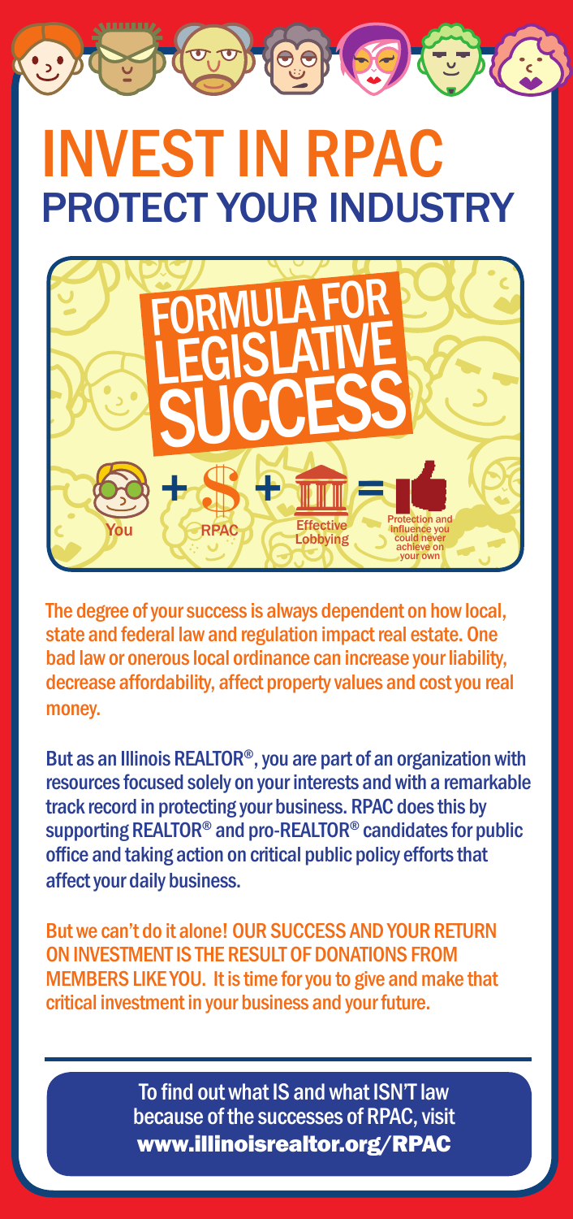# INVEST IN RPAC

## PROTECT YOUR INDUSTRY

## FORMULA FOR LEGISLATIVE SUCCESS

You + $ RPAC + Effective Lobbying = Protection and influence you could never achieve on your own

The degree of your success is always dependent on how local, state and federal law and regulation impact real estate. One bad law or onerous local ordinance can increase your liability, decrease affordability, affect property values and cost you real money.

But as an Illinois REALTOR®, you are part of an organization with resources focused solely on your interests and with a remarkable track record in protecting your business. RPAC does this by supporting REALTOR® and pro-REALTOR® candidates for public office and taking action on critical public policy efforts that affect your daily business.

But we can't do it alone! OUR SUCCESS AND YOUR RETURN ON INVESTMENT IS THE RESULT OF DONATIONS FROM MEMBERS LIKE YOU. It is time for you to give and make that critical investment in your business and your future.

To find out what IS and what ISN'T law because of the successes of RPAC, visit **www.illinoisrealtor.org/RPAC**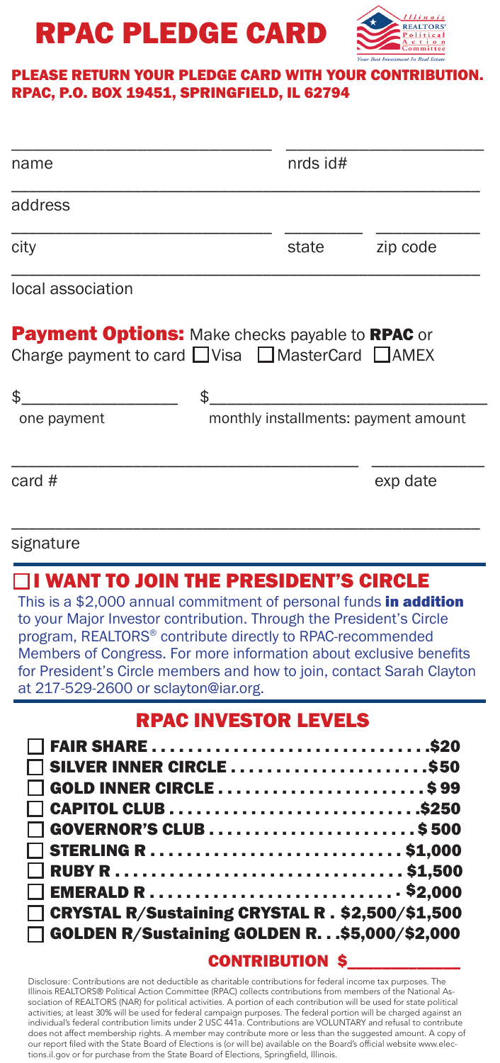# RPAC PLEDGE CARD

**PLEASE RETURN YOUR PLEDGE CARD WITH YOUR CONTRIBUTION. RPAC, P.O. BOX 19451, SPRINGFIELD, IL 62794**

_______________________________ _______________________

name nrds id#

__________________________________________________________

address

_______________________________ __________ ____________

city state zip code

__________________________________________________________

local association

**Payment Options:** Make checks payable to **RPAC** or
Charge payment to card ☐ Visa ☐ MasterCard ☐ AMEX

$__________________ $________________________________

one payment monthly installments: payment amount

_______________________________________ ____________

card # exp date

__________________________________________________________

signature

## ☐ I WANT TO JOIN THE PRESIDENT'S CIRCLE

This is a $2,000 annual commitment of personal funds **in addition** to your Major Investor contribution. Through the President's Circle program, REALTORS® contribute directly to RPAC-recommended Members of Congress. For more information about exclusive benefits for President's Circle members and how to join, contact Sarah Clayton at 217-529-2600 or sclayton@iar.org.

## RPAC INVESTOR LEVELS

- ☐ **FAIR SHARE .................................$20**
- ☐ **SILVER INNER CIRCLE ......................$50**
- ☐ **GOLD INNER CIRCLE ........................$ 99**
- ☐ **CAPITOL CLUB ...............................$250**
- ☐ **GOVERNOR'S CLUB ........................$ 500**
- ☐ **STERLING R ..............................$1,000**
- ☐ **RUBY R ....................................$1,500**
- ☐ **EMERALD R ...............................$2,000**
- ☐ **CRYSTAL R/Sustaining CRYSTAL R . $2,500/$1,500**
- ☐ **GOLDEN R/Sustaining GOLDEN R. . .$5,000/$2,000**

**CONTRIBUTION $____________**

Disclosure: Contributions are not deductible as charitable contributions for federal income tax purposes. The Illinois REALTORS® Political Action Committee (RPAC) collects contributions from members of the National Association of REALTORS (NAR) for political activities. A portion of each contribution will be used for state political activities; at least 30% will be used for federal campaign purposes. The federal portion will be charged against an individual's federal contribution limits under 2 USC 441a. Contributions are VOLUNTARY and refusal to contribute does not affect membership rights. A member may contribute more or less than the suggested amount. A copy of our report filed with the State Board of Elections is (or will be) available on the Board's official website www.elections.il.gov or for purchase from the State Board of Elections, Springfield, Illinois.